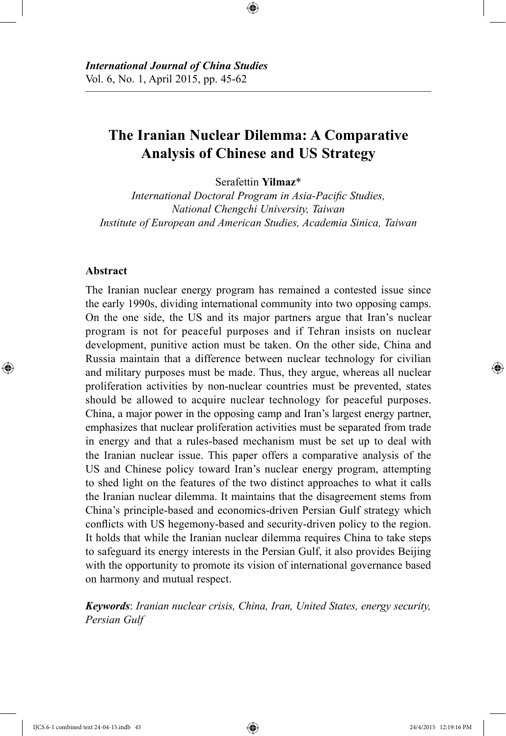*International Journal of China Studies*
Vol. 6, No. 1, April 2015, pp. 45-62

# The Iranian Nuclear Dilemma: A Comparative Analysis of Chinese and US Strategy

Serafettin **Yilmaz***
*International Doctoral Program in Asia-Pacific Studies, National Chengchi University, Taiwan*
*Institute of European and American Studies, Academia Sinica, Taiwan*

### Abstract

The Iranian nuclear energy program has remained a contested issue since the early 1990s, dividing international community into two opposing camps. On the one side, the US and its major partners argue that Iran's nuclear program is not for peaceful purposes and if Tehran insists on nuclear development, punitive action must be taken. On the other side, China and Russia maintain that a difference between nuclear technology for civilian and military purposes must be made. Thus, they argue, whereas all nuclear proliferation activities by non-nuclear countries must be prevented, states should be allowed to acquire nuclear technology for peaceful purposes. China, a major power in the opposing camp and Iran's largest energy partner, emphasizes that nuclear proliferation activities must be separated from trade in energy and that a rules-based mechanism must be set up to deal with the Iranian nuclear issue. This paper offers a comparative analysis of the US and Chinese policy toward Iran's nuclear energy program, attempting to shed light on the features of the two distinct approaches to what it calls the Iranian nuclear dilemma. It maintains that the disagreement stems from China's principle-based and economics-driven Persian Gulf strategy which conflicts with US hegemony-based and security-driven policy to the region. It holds that while the Iranian nuclear dilemma requires China to take steps to safeguard its energy interests in the Persian Gulf, it also provides Beijing with the opportunity to promote its vision of international governance based on harmony and mutual respect.

***Keywords***: *Iranian nuclear crisis, China, Iran, United States, energy security, Persian Gulf*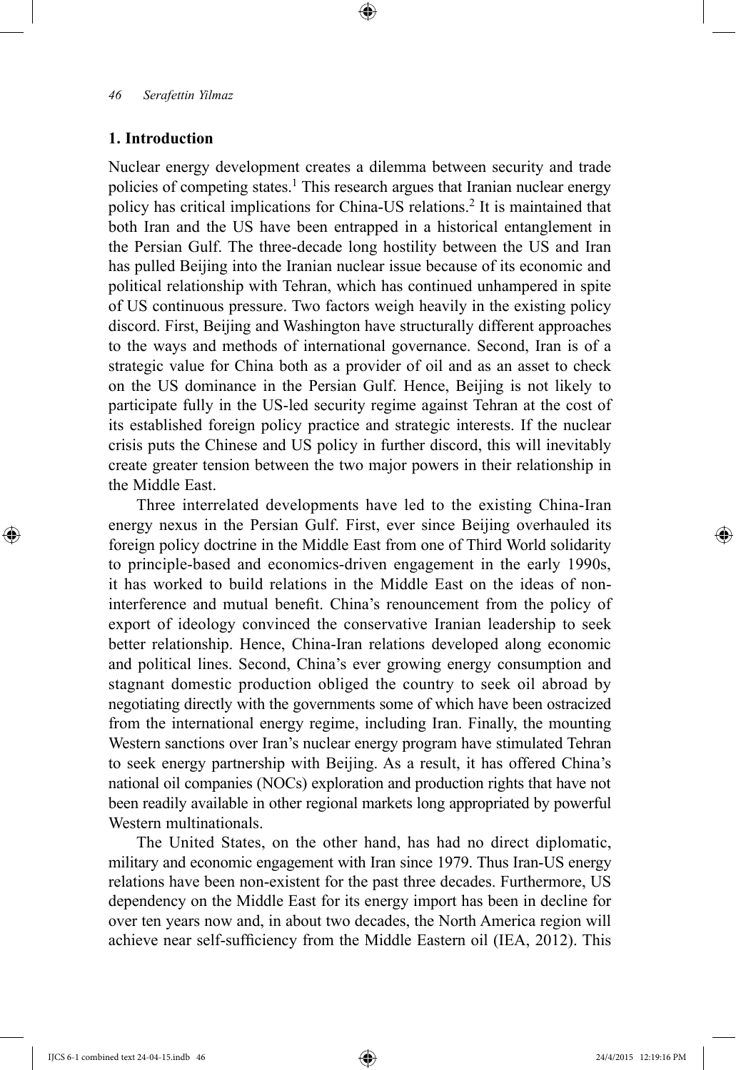## 1. Introduction

Nuclear energy development creates a dilemma between security and trade policies of competing states.[1] This research argues that Iranian nuclear energy policy has critical implications for China-US relations.[2] It is maintained that both Iran and the US have been entrapped in a historical entanglement in the Persian Gulf. The three-decade long hostility between the US and Iran has pulled Beijing into the Iranian nuclear issue because of its economic and political relationship with Tehran, which has continued unhampered in spite of US continuous pressure. Two factors weigh heavily in the existing policy discord. First, Beijing and Washington have structurally different approaches to the ways and methods of international governance. Second, Iran is of a strategic value for China both as a provider of oil and as an asset to check on the US dominance in the Persian Gulf. Hence, Beijing is not likely to participate fully in the US-led security regime against Tehran at the cost of its established foreign policy practice and strategic interests. If the nuclear crisis puts the Chinese and US policy in further discord, this will inevitably create greater tension between the two major powers in their relationship in the Middle East.

Three interrelated developments have led to the existing China-Iran energy nexus in the Persian Gulf. First, ever since Beijing overhauled its foreign policy doctrine in the Middle East from one of Third World solidarity to principle-based and economics-driven engagement in the early 1990s, it has worked to build relations in the Middle East on the ideas of non-interference and mutual benefit. China's renouncement from the policy of export of ideology convinced the conservative Iranian leadership to seek better relationship. Hence, China-Iran relations developed along economic and political lines. Second, China's ever growing energy consumption and stagnant domestic production obliged the country to seek oil abroad by negotiating directly with the governments some of which have been ostracized from the international energy regime, including Iran. Finally, the mounting Western sanctions over Iran's nuclear energy program have stimulated Tehran to seek energy partnership with Beijing. As a result, it has offered China's national oil companies (NOCs) exploration and production rights that have not been readily available in other regional markets long appropriated by powerful Western multinationals.

The United States, on the other hand, has had no direct diplomatic, military and economic engagement with Iran since 1979. Thus Iran-US energy relations have been non-existent for the past three decades. Furthermore, US dependency on the Middle East for its energy import has been in decline for over ten years now and, in about two decades, the North America region will achieve near self-sufficiency from the Middle Eastern oil (IEA, 2012). This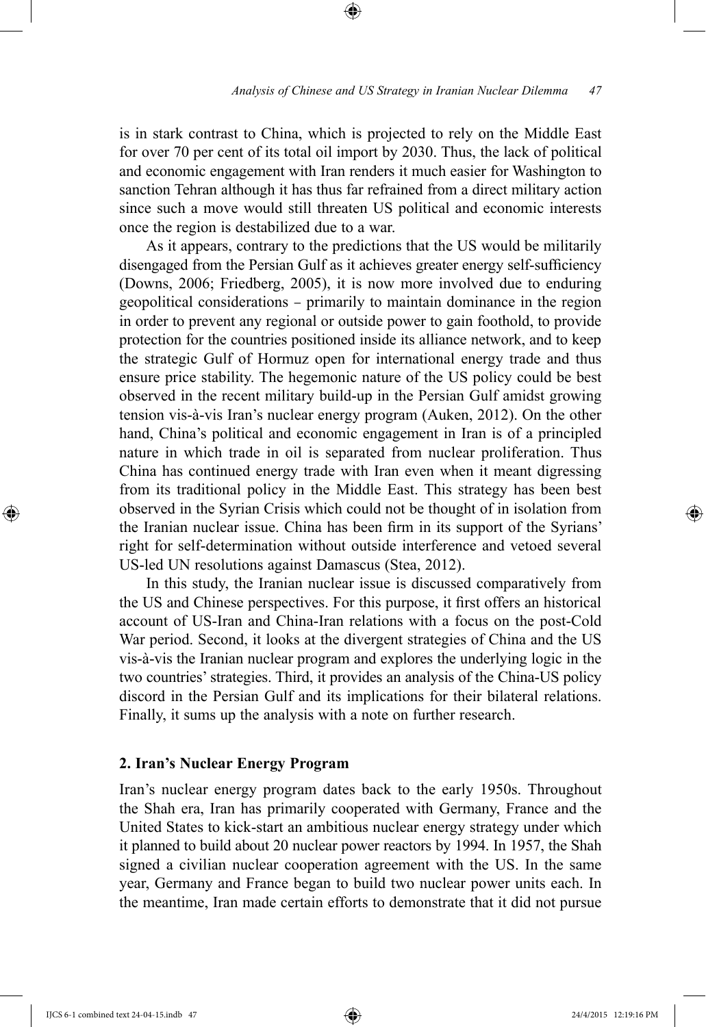is in stark contrast to China, which is projected to rely on the Middle East for over 70 per cent of its total oil import by 2030. Thus, the lack of political and economic engagement with Iran renders it much easier for Washington to sanction Tehran although it has thus far refrained from a direct military action since such a move would still threaten US political and economic interests once the region is destabilized due to a war.

As it appears, contrary to the predictions that the US would be militarily disengaged from the Persian Gulf as it achieves greater energy self-sufficiency (Downs, 2006; Friedberg, 2005), it is now more involved due to enduring geopolitical considerations – primarily to maintain dominance in the region in order to prevent any regional or outside power to gain foothold, to provide protection for the countries positioned inside its alliance network, and to keep the strategic Gulf of Hormuz open for international energy trade and thus ensure price stability. The hegemonic nature of the US policy could be best observed in the recent military build-up in the Persian Gulf amidst growing tension vis-à-vis Iran's nuclear energy program (Auken, 2012). On the other hand, China's political and economic engagement in Iran is of a principled nature in which trade in oil is separated from nuclear proliferation. Thus China has continued energy trade with Iran even when it meant digressing from its traditional policy in the Middle East. This strategy has been best observed in the Syrian Crisis which could not be thought of in isolation from the Iranian nuclear issue. China has been firm in its support of the Syrians' right for self-determination without outside interference and vetoed several US-led UN resolutions against Damascus (Stea, 2012).

In this study, the Iranian nuclear issue is discussed comparatively from the US and Chinese perspectives. For this purpose, it first offers an historical account of US-Iran and China-Iran relations with a focus on the post-Cold War period. Second, it looks at the divergent strategies of China and the US vis-à-vis the Iranian nuclear program and explores the underlying logic in the two countries' strategies. Third, it provides an analysis of the China-US policy discord in the Persian Gulf and its implications for their bilateral relations. Finally, it sums up the analysis with a note on further research.

## 2. Iran's Nuclear Energy Program

Iran's nuclear energy program dates back to the early 1950s. Throughout the Shah era, Iran has primarily cooperated with Germany, France and the United States to kick-start an ambitious nuclear energy strategy under which it planned to build about 20 nuclear power reactors by 1994. In 1957, the Shah signed a civilian nuclear cooperation agreement with the US. In the same year, Germany and France began to build two nuclear power units each. In the meantime, Iran made certain efforts to demonstrate that it did not pursue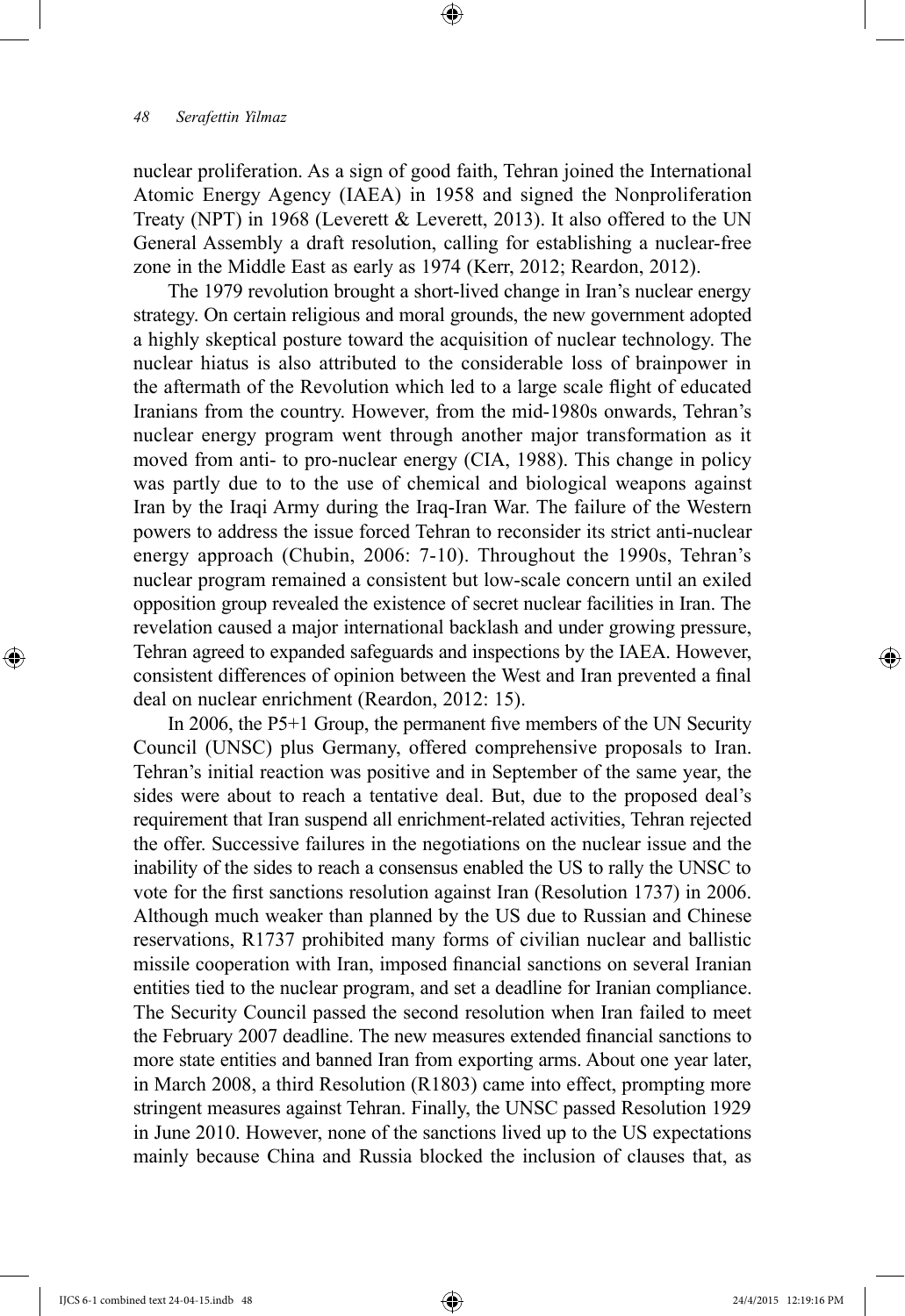nuclear proliferation. As a sign of good faith, Tehran joined the International Atomic Energy Agency (IAEA) in 1958 and signed the Nonproliferation Treaty (NPT) in 1968 (Leverett & Leverett, 2013). It also offered to the UN General Assembly a draft resolution, calling for establishing a nuclear-free zone in the Middle East as early as 1974 (Kerr, 2012; Reardon, 2012).

The 1979 revolution brought a short-lived change in Iran's nuclear energy strategy. On certain religious and moral grounds, the new government adopted a highly skeptical posture toward the acquisition of nuclear technology. The nuclear hiatus is also attributed to the considerable loss of brainpower in the aftermath of the Revolution which led to a large scale flight of educated Iranians from the country. However, from the mid-1980s onwards, Tehran's nuclear energy program went through another major transformation as it moved from anti- to pro-nuclear energy (CIA, 1988). This change in policy was partly due to to the use of chemical and biological weapons against Iran by the Iraqi Army during the Iraq-Iran War. The failure of the Western powers to address the issue forced Tehran to reconsider its strict anti-nuclear energy approach (Chubin, 2006: 7-10). Throughout the 1990s, Tehran's nuclear program remained a consistent but low-scale concern until an exiled opposition group revealed the existence of secret nuclear facilities in Iran. The revelation caused a major international backlash and under growing pressure, Tehran agreed to expanded safeguards and inspections by the IAEA. However, consistent differences of opinion between the West and Iran prevented a final deal on nuclear enrichment (Reardon, 2012: 15).

In 2006, the P5+1 Group, the permanent five members of the UN Security Council (UNSC) plus Germany, offered comprehensive proposals to Iran. Tehran's initial reaction was positive and in September of the same year, the sides were about to reach a tentative deal. But, due to the proposed deal's requirement that Iran suspend all enrichment-related activities, Tehran rejected the offer. Successive failures in the negotiations on the nuclear issue and the inability of the sides to reach a consensus enabled the US to rally the UNSC to vote for the first sanctions resolution against Iran (Resolution 1737) in 2006. Although much weaker than planned by the US due to Russian and Chinese reservations, R1737 prohibited many forms of civilian nuclear and ballistic missile cooperation with Iran, imposed financial sanctions on several Iranian entities tied to the nuclear program, and set a deadline for Iranian compliance. The Security Council passed the second resolution when Iran failed to meet the February 2007 deadline. The new measures extended financial sanctions to more state entities and banned Iran from exporting arms. About one year later, in March 2008, a third Resolution (R1803) came into effect, prompting more stringent measures against Tehran. Finally, the UNSC passed Resolution 1929 in June 2010. However, none of the sanctions lived up to the US expectations mainly because China and Russia blocked the inclusion of clauses that, as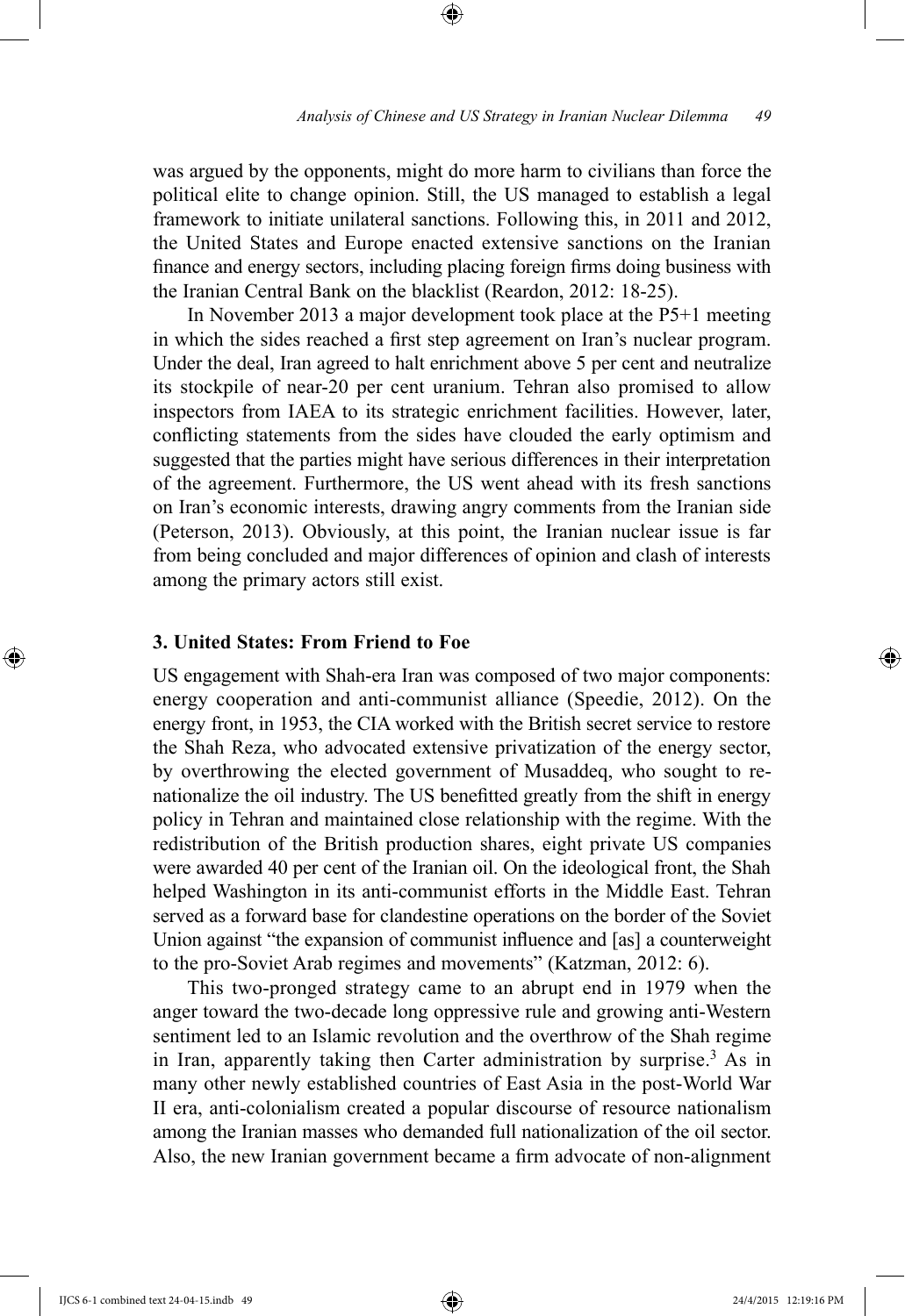was argued by the opponents, might do more harm to civilians than force the political elite to change opinion. Still, the US managed to establish a legal framework to initiate unilateral sanctions. Following this, in 2011 and 2012, the United States and Europe enacted extensive sanctions on the Iranian finance and energy sectors, including placing foreign firms doing business with the Iranian Central Bank on the blacklist (Reardon, 2012: 18-25).

In November 2013 a major development took place at the P5+1 meeting in which the sides reached a first step agreement on Iran's nuclear program. Under the deal, Iran agreed to halt enrichment above 5 per cent and neutralize its stockpile of near-20 per cent uranium. Tehran also promised to allow inspectors from IAEA to its strategic enrichment facilities. However, later, conflicting statements from the sides have clouded the early optimism and suggested that the parties might have serious differences in their interpretation of the agreement. Furthermore, the US went ahead with its fresh sanctions on Iran's economic interests, drawing angry comments from the Iranian side (Peterson, 2013). Obviously, at this point, the Iranian nuclear issue is far from being concluded and major differences of opinion and clash of interests among the primary actors still exist.

## 3. United States: From Friend to Foe

US engagement with Shah-era Iran was composed of two major components: energy cooperation and anti-communist alliance (Speedie, 2012). On the energy front, in 1953, the CIA worked with the British secret service to restore the Shah Reza, who advocated extensive privatization of the energy sector, by overthrowing the elected government of Musaddeq, who sought to re-nationalize the oil industry. The US benefitted greatly from the shift in energy policy in Tehran and maintained close relationship with the regime. With the redistribution of the British production shares, eight private US companies were awarded 40 per cent of the Iranian oil. On the ideological front, the Shah helped Washington in its anti-communist efforts in the Middle East. Tehran served as a forward base for clandestine operations on the border of the Soviet Union against "the expansion of communist influence and [as] a counterweight to the pro-Soviet Arab regimes and movements" (Katzman, 2012: 6).

This two-pronged strategy came to an abrupt end in 1979 when the anger toward the two-decade long oppressive rule and growing anti-Western sentiment led to an Islamic revolution and the overthrow of the Shah regime in Iran, apparently taking then Carter administration by surprise.[3] As in many other newly established countries of East Asia in the post-World War II era, anti-colonialism created a popular discourse of resource nationalism among the Iranian masses who demanded full nationalization of the oil sector. Also, the new Iranian government became a firm advocate of non-alignment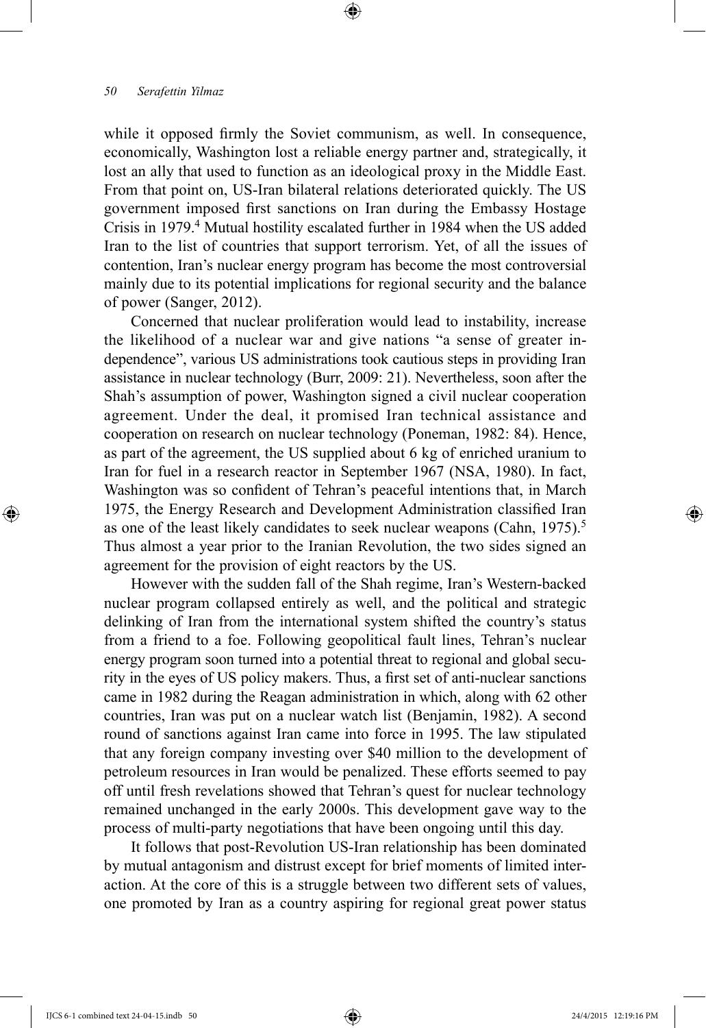while it opposed firmly the Soviet communism, as well. In consequence, economically, Washington lost a reliable energy partner and, strategically, it lost an ally that used to function as an ideological proxy in the Middle East. From that point on, US-Iran bilateral relations deteriorated quickly. The US government imposed first sanctions on Iran during the Embassy Hostage Crisis in 1979.[4] Mutual hostility escalated further in 1984 when the US added Iran to the list of countries that support terrorism. Yet, of all the issues of contention, Iran's nuclear energy program has become the most controversial mainly due to its potential implications for regional security and the balance of power (Sanger, 2012).

Concerned that nuclear proliferation would lead to instability, increase the likelihood of a nuclear war and give nations "a sense of greater independence", various US administrations took cautious steps in providing Iran assistance in nuclear technology (Burr, 2009: 21). Nevertheless, soon after the Shah's assumption of power, Washington signed a civil nuclear cooperation agreement. Under the deal, it promised Iran technical assistance and cooperation on research on nuclear technology (Poneman, 1982: 84). Hence, as part of the agreement, the US supplied about 6 kg of enriched uranium to Iran for fuel in a research reactor in September 1967 (NSA, 1980). In fact, Washington was so confident of Tehran's peaceful intentions that, in March 1975, the Energy Research and Development Administration classified Iran as one of the least likely candidates to seek nuclear weapons (Cahn, 1975).[5] Thus almost a year prior to the Iranian Revolution, the two sides signed an agreement for the provision of eight reactors by the US.

However with the sudden fall of the Shah regime, Iran's Western-backed nuclear program collapsed entirely as well, and the political and strategic delinking of Iran from the international system shifted the country's status from a friend to a foe. Following geopolitical fault lines, Tehran's nuclear energy program soon turned into a potential threat to regional and global security in the eyes of US policy makers. Thus, a first set of anti-nuclear sanctions came in 1982 during the Reagan administration in which, along with 62 other countries, Iran was put on a nuclear watch list (Benjamin, 1982). A second round of sanctions against Iran came into force in 1995. The law stipulated that any foreign company investing over $40 million to the development of petroleum resources in Iran would be penalized. These efforts seemed to pay off until fresh revelations showed that Tehran's quest for nuclear technology remained unchanged in the early 2000s. This development gave way to the process of multi-party negotiations that have been ongoing until this day.

It follows that post-Revolution US-Iran relationship has been dominated by mutual antagonism and distrust except for brief moments of limited interaction. At the core of this is a struggle between two different sets of values, one promoted by Iran as a country aspiring for regional great power status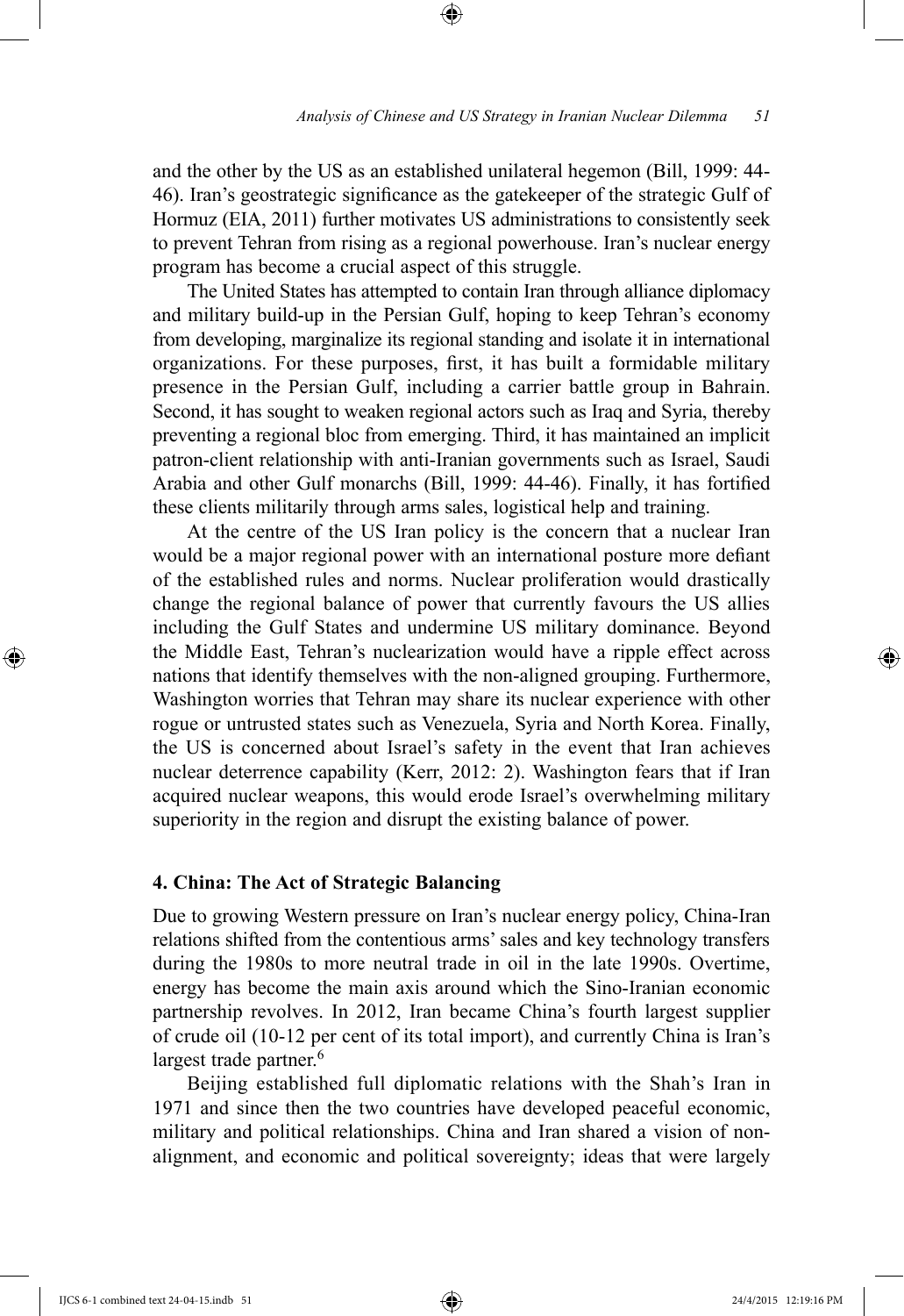and the other by the US as an established unilateral hegemon (Bill, 1999: 44-46). Iran's geostrategic significance as the gatekeeper of the strategic Gulf of Hormuz (EIA, 2011) further motivates US administrations to consistently seek to prevent Tehran from rising as a regional powerhouse. Iran's nuclear energy program has become a crucial aspect of this struggle.

The United States has attempted to contain Iran through alliance diplomacy and military build-up in the Persian Gulf, hoping to keep Tehran's economy from developing, marginalize its regional standing and isolate it in international organizations. For these purposes, first, it has built a formidable military presence in the Persian Gulf, including a carrier battle group in Bahrain. Second, it has sought to weaken regional actors such as Iraq and Syria, thereby preventing a regional bloc from emerging. Third, it has maintained an implicit patron-client relationship with anti-Iranian governments such as Israel, Saudi Arabia and other Gulf monarchs (Bill, 1999: 44-46). Finally, it has fortified these clients militarily through arms sales, logistical help and training.

At the centre of the US Iran policy is the concern that a nuclear Iran would be a major regional power with an international posture more defiant of the established rules and norms. Nuclear proliferation would drastically change the regional balance of power that currently favours the US allies including the Gulf States and undermine US military dominance. Beyond the Middle East, Tehran's nuclearization would have a ripple effect across nations that identify themselves with the non-aligned grouping. Furthermore, Washington worries that Tehran may share its nuclear experience with other rogue or untrusted states such as Venezuela, Syria and North Korea. Finally, the US is concerned about Israel's safety in the event that Iran achieves nuclear deterrence capability (Kerr, 2012: 2). Washington fears that if Iran acquired nuclear weapons, this would erode Israel's overwhelming military superiority in the region and disrupt the existing balance of power.

## 4. China: The Act of Strategic Balancing

Due to growing Western pressure on Iran's nuclear energy policy, China-Iran relations shifted from the contentious arms' sales and key technology transfers during the 1980s to more neutral trade in oil in the late 1990s. Overtime, energy has become the main axis around which the Sino-Iranian economic partnership revolves. In 2012, Iran became China's fourth largest supplier of crude oil (10-12 per cent of its total import), and currently China is Iran's largest trade partner.[6]

Beijing established full diplomatic relations with the Shah's Iran in 1971 and since then the two countries have developed peaceful economic, military and political relationships. China and Iran shared a vision of non-alignment, and economic and political sovereignty; ideas that were largely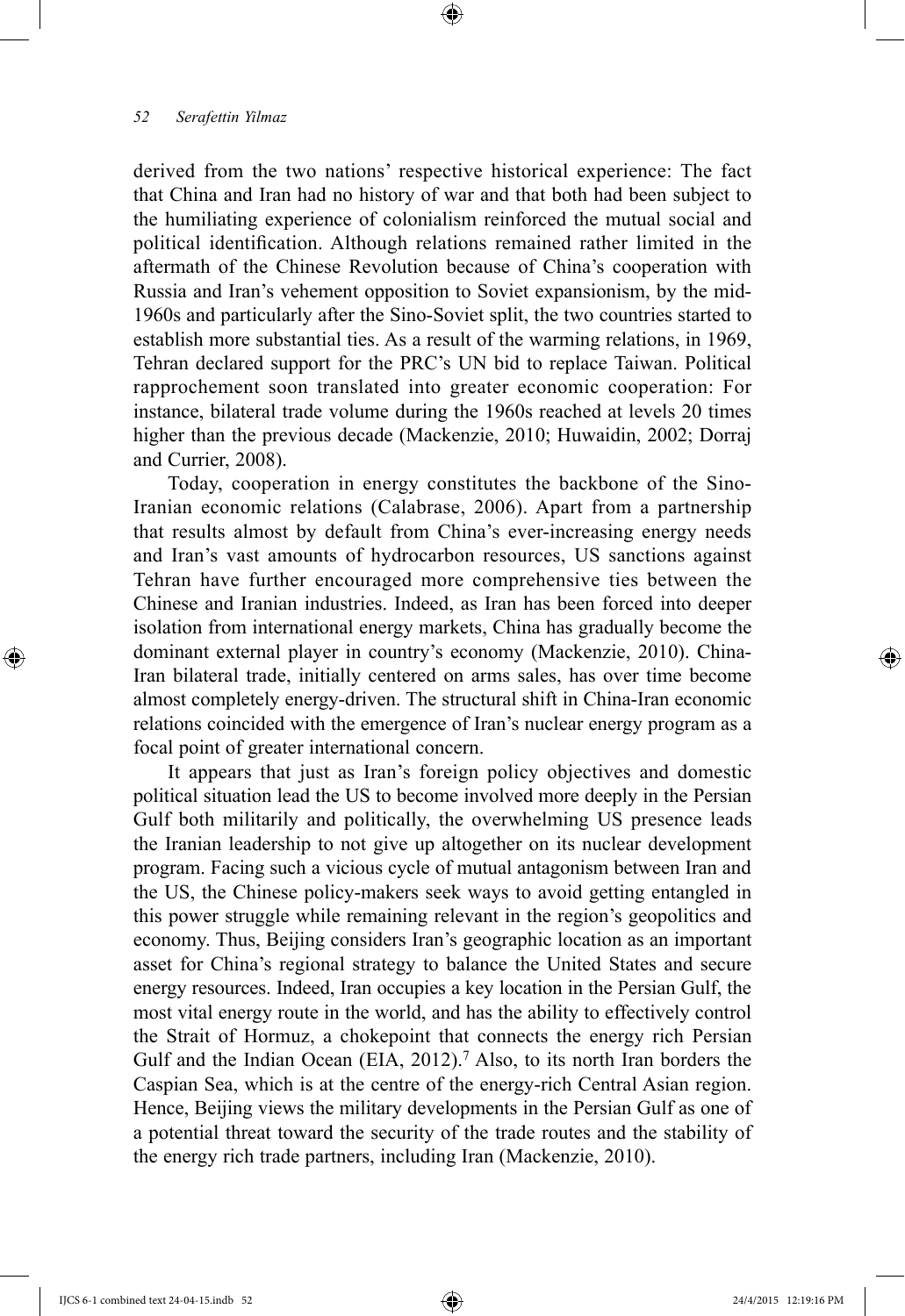derived from the two nations' respective historical experience: The fact that China and Iran had no history of war and that both had been subject to the humiliating experience of colonialism reinforced the mutual social and political identification. Although relations remained rather limited in the aftermath of the Chinese Revolution because of China's cooperation with Russia and Iran's vehement opposition to Soviet expansionism, by the mid-1960s and particularly after the Sino-Soviet split, the two countries started to establish more substantial ties. As a result of the warming relations, in 1969, Tehran declared support for the PRC's UN bid to replace Taiwan. Political rapprochement soon translated into greater economic cooperation: For instance, bilateral trade volume during the 1960s reached at levels 20 times higher than the previous decade (Mackenzie, 2010; Huwaidin, 2002; Dorraj and Currier, 2008).

Today, cooperation in energy constitutes the backbone of the Sino-Iranian economic relations (Calabrase, 2006). Apart from a partnership that results almost by default from China's ever-increasing energy needs and Iran's vast amounts of hydrocarbon resources, US sanctions against Tehran have further encouraged more comprehensive ties between the Chinese and Iranian industries. Indeed, as Iran has been forced into deeper isolation from international energy markets, China has gradually become the dominant external player in country's economy (Mackenzie, 2010). China-Iran bilateral trade, initially centered on arms sales, has over time become almost completely energy-driven. The structural shift in China-Iran economic relations coincided with the emergence of Iran's nuclear energy program as a focal point of greater international concern.

It appears that just as Iran's foreign policy objectives and domestic political situation lead the US to become involved more deeply in the Persian Gulf both militarily and politically, the overwhelming US presence leads the Iranian leadership to not give up altogether on its nuclear development program. Facing such a vicious cycle of mutual antagonism between Iran and the US, the Chinese policy-makers seek ways to avoid getting entangled in this power struggle while remaining relevant in the region's geopolitics and economy. Thus, Beijing considers Iran's geographic location as an important asset for China's regional strategy to balance the United States and secure energy resources. Indeed, Iran occupies a key location in the Persian Gulf, the most vital energy route in the world, and has the ability to effectively control the Strait of Hormuz, a chokepoint that connects the energy rich Persian Gulf and the Indian Ocean (EIA, 2012).[7] Also, to its north Iran borders the Caspian Sea, which is at the centre of the energy-rich Central Asian region. Hence, Beijing views the military developments in the Persian Gulf as one of a potential threat toward the security of the trade routes and the stability of the energy rich trade partners, including Iran (Mackenzie, 2010).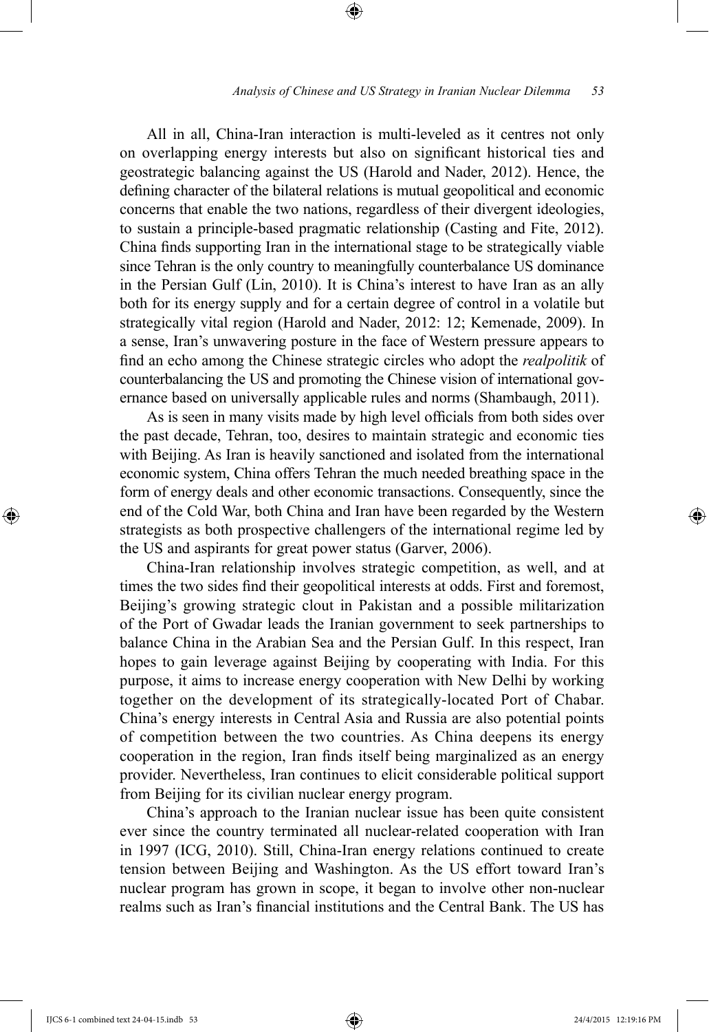All in all, China-Iran interaction is multi-leveled as it centres not only on overlapping energy interests but also on significant historical ties and geostrategic balancing against the US (Harold and Nader, 2012). Hence, the defining character of the bilateral relations is mutual geopolitical and economic concerns that enable the two nations, regardless of their divergent ideologies, to sustain a principle-based pragmatic relationship (Casting and Fite, 2012). China finds supporting Iran in the international stage to be strategically viable since Tehran is the only country to meaningfully counterbalance US dominance in the Persian Gulf (Lin, 2010). It is China's interest to have Iran as an ally both for its energy supply and for a certain degree of control in a volatile but strategically vital region (Harold and Nader, 2012: 12; Kemenade, 2009). In a sense, Iran's unwavering posture in the face of Western pressure appears to find an echo among the Chinese strategic circles who adopt the *realpolitik* of counterbalancing the US and promoting the Chinese vision of international governance based on universally applicable rules and norms (Shambaugh, 2011).

As is seen in many visits made by high level officials from both sides over the past decade, Tehran, too, desires to maintain strategic and economic ties with Beijing. As Iran is heavily sanctioned and isolated from the international economic system, China offers Tehran the much needed breathing space in the form of energy deals and other economic transactions. Consequently, since the end of the Cold War, both China and Iran have been regarded by the Western strategists as both prospective challengers of the international regime led by the US and aspirants for great power status (Garver, 2006).

China-Iran relationship involves strategic competition, as well, and at times the two sides find their geopolitical interests at odds. First and foremost, Beijing's growing strategic clout in Pakistan and a possible militarization of the Port of Gwadar leads the Iranian government to seek partnerships to balance China in the Arabian Sea and the Persian Gulf. In this respect, Iran hopes to gain leverage against Beijing by cooperating with India. For this purpose, it aims to increase energy cooperation with New Delhi by working together on the development of its strategically-located Port of Chabar. China's energy interests in Central Asia and Russia are also potential points of competition between the two countries. As China deepens its energy cooperation in the region, Iran finds itself being marginalized as an energy provider. Nevertheless, Iran continues to elicit considerable political support from Beijing for its civilian nuclear energy program.

China's approach to the Iranian nuclear issue has been quite consistent ever since the country terminated all nuclear-related cooperation with Iran in 1997 (ICG, 2010). Still, China-Iran energy relations continued to create tension between Beijing and Washington. As the US effort toward Iran's nuclear program has grown in scope, it began to involve other non-nuclear realms such as Iran's financial institutions and the Central Bank. The US has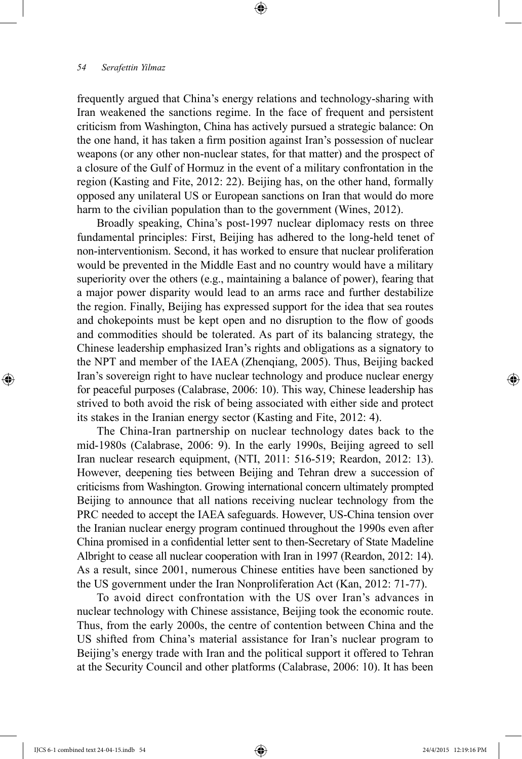frequently argued that China's energy relations and technology-sharing with Iran weakened the sanctions regime. In the face of frequent and persistent criticism from Washington, China has actively pursued a strategic balance: On the one hand, it has taken a firm position against Iran's possession of nuclear weapons (or any other non-nuclear states, for that matter) and the prospect of a closure of the Gulf of Hormuz in the event of a military confrontation in the region (Kasting and Fite, 2012: 22). Beijing has, on the other hand, formally opposed any unilateral US or European sanctions on Iran that would do more harm to the civilian population than to the government (Wines, 2012).

Broadly speaking, China's post-1997 nuclear diplomacy rests on three fundamental principles: First, Beijing has adhered to the long-held tenet of non-interventionism. Second, it has worked to ensure that nuclear proliferation would be prevented in the Middle East and no country would have a military superiority over the others (e.g., maintaining a balance of power), fearing that a major power disparity would lead to an arms race and further destabilize the region. Finally, Beijing has expressed support for the idea that sea routes and chokepoints must be kept open and no disruption to the flow of goods and commodities should be tolerated. As part of its balancing strategy, the Chinese leadership emphasized Iran's rights and obligations as a signatory to the NPT and member of the IAEA (Zhenqiang, 2005). Thus, Beijing backed Iran's sovereign right to have nuclear technology and produce nuclear energy for peaceful purposes (Calabrase, 2006: 10). This way, Chinese leadership has strived to both avoid the risk of being associated with either side and protect its stakes in the Iranian energy sector (Kasting and Fite, 2012: 4).

The China-Iran partnership on nuclear technology dates back to the mid-1980s (Calabrase, 2006: 9). In the early 1990s, Beijing agreed to sell Iran nuclear research equipment, (NTI, 2011: 516-519; Reardon, 2012: 13). However, deepening ties between Beijing and Tehran drew a succession of criticisms from Washington. Growing international concern ultimately prompted Beijing to announce that all nations receiving nuclear technology from the PRC needed to accept the IAEA safeguards. However, US-China tension over the Iranian nuclear energy program continued throughout the 1990s even after China promised in a confidential letter sent to then-Secretary of State Madeline Albright to cease all nuclear cooperation with Iran in 1997 (Reardon, 2012: 14). As a result, since 2001, numerous Chinese entities have been sanctioned by the US government under the Iran Nonproliferation Act (Kan, 2012: 71-77).

To avoid direct confrontation with the US over Iran's advances in nuclear technology with Chinese assistance, Beijing took the economic route. Thus, from the early 2000s, the centre of contention between China and the US shifted from China's material assistance for Iran's nuclear program to Beijing's energy trade with Iran and the political support it offered to Tehran at the Security Council and other platforms (Calabrase, 2006: 10). It has been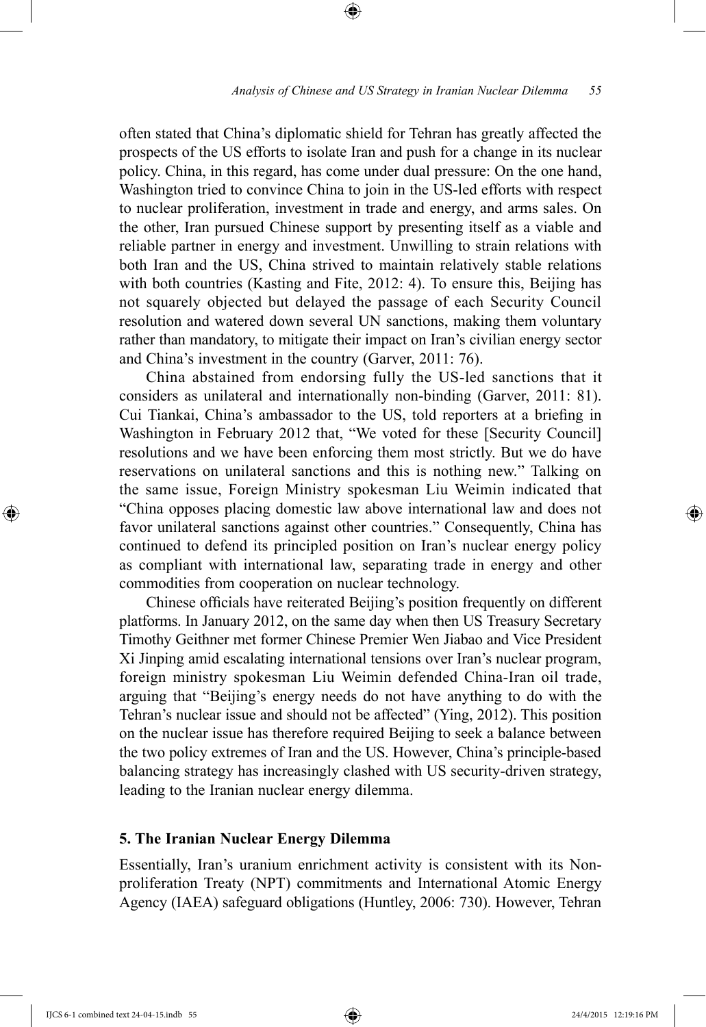often stated that China's diplomatic shield for Tehran has greatly affected the prospects of the US efforts to isolate Iran and push for a change in its nuclear policy. China, in this regard, has come under dual pressure: On the one hand, Washington tried to convince China to join in the US-led efforts with respect to nuclear proliferation, investment in trade and energy, and arms sales. On the other, Iran pursued Chinese support by presenting itself as a viable and reliable partner in energy and investment. Unwilling to strain relations with both Iran and the US, China strived to maintain relatively stable relations with both countries (Kasting and Fite, 2012: 4). To ensure this, Beijing has not squarely objected but delayed the passage of each Security Council resolution and watered down several UN sanctions, making them voluntary rather than mandatory, to mitigate their impact on Iran's civilian energy sector and China's investment in the country (Garver, 2011: 76).

China abstained from endorsing fully the US-led sanctions that it considers as unilateral and internationally non-binding (Garver, 2011: 81). Cui Tiankai, China's ambassador to the US, told reporters at a briefing in Washington in February 2012 that, "We voted for these [Security Council] resolutions and we have been enforcing them most strictly. But we do have reservations on unilateral sanctions and this is nothing new." Talking on the same issue, Foreign Ministry spokesman Liu Weimin indicated that "China opposes placing domestic law above international law and does not favor unilateral sanctions against other countries." Consequently, China has continued to defend its principled position on Iran's nuclear energy policy as compliant with international law, separating trade in energy and other commodities from cooperation on nuclear technology.

Chinese officials have reiterated Beijing's position frequently on different platforms. In January 2012, on the same day when then US Treasury Secretary Timothy Geithner met former Chinese Premier Wen Jiabao and Vice President Xi Jinping amid escalating international tensions over Iran's nuclear program, foreign ministry spokesman Liu Weimin defended China-Iran oil trade, arguing that "Beijing's energy needs do not have anything to do with the Tehran's nuclear issue and should not be affected" (Ying, 2012). This position on the nuclear issue has therefore required Beijing to seek a balance between the two policy extremes of Iran and the US. However, China's principle-based balancing strategy has increasingly clashed with US security-driven strategy, leading to the Iranian nuclear energy dilemma.

### 5. The Iranian Nuclear Energy Dilemma

Essentially, Iran's uranium enrichment activity is consistent with its Non-proliferation Treaty (NPT) commitments and International Atomic Energy Agency (IAEA) safeguard obligations (Huntley, 2006: 730). However, Tehran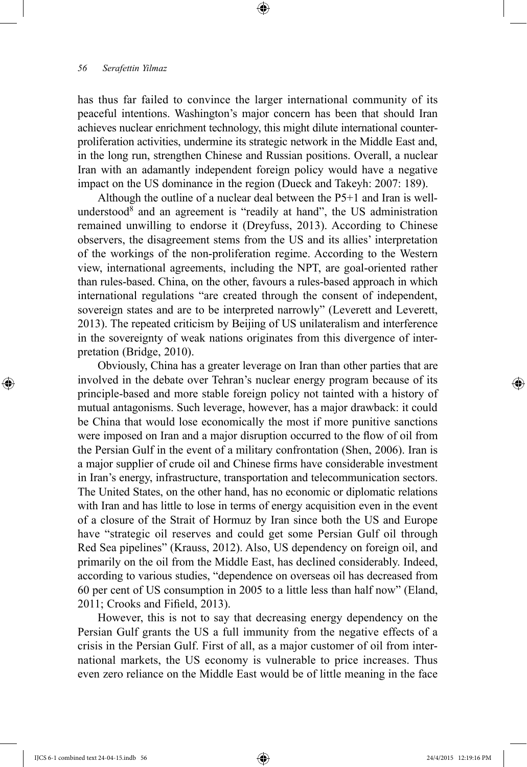has thus far failed to convince the larger international community of its peaceful intentions. Washington's major concern has been that should Iran achieves nuclear enrichment technology, this might dilute international counter-proliferation activities, undermine its strategic network in the Middle East and, in the long run, strengthen Chinese and Russian positions. Overall, a nuclear Iran with an adamantly independent foreign policy would have a negative impact on the US dominance in the region (Dueck and Takeyh: 2007: 189).

Although the outline of a nuclear deal between the P5+1 and Iran is well-understood[8] and an agreement is "readily at hand", the US administration remained unwilling to endorse it (Dreyfuss, 2013). According to Chinese observers, the disagreement stems from the US and its allies' interpretation of the workings of the non-proliferation regime. According to the Western view, international agreements, including the NPT, are goal-oriented rather than rules-based. China, on the other, favours a rules-based approach in which international regulations "are created through the consent of independent, sovereign states and are to be interpreted narrowly" (Leverett and Leverett, 2013). The repeated criticism by Beijing of US unilateralism and interference in the sovereignty of weak nations originates from this divergence of interpretation (Bridge, 2010).

Obviously, China has a greater leverage on Iran than other parties that are involved in the debate over Tehran's nuclear energy program because of its principle-based and more stable foreign policy not tainted with a history of mutual antagonisms. Such leverage, however, has a major drawback: it could be China that would lose economically the most if more punitive sanctions were imposed on Iran and a major disruption occurred to the flow of oil from the Persian Gulf in the event of a military confrontation (Shen, 2006). Iran is a major supplier of crude oil and Chinese firms have considerable investment in Iran's energy, infrastructure, transportation and telecommunication sectors. The United States, on the other hand, has no economic or diplomatic relations with Iran and has little to lose in terms of energy acquisition even in the event of a closure of the Strait of Hormuz by Iran since both the US and Europe have "strategic oil reserves and could get some Persian Gulf oil through Red Sea pipelines" (Krauss, 2012). Also, US dependency on foreign oil, and primarily on the oil from the Middle East, has declined considerably. Indeed, according to various studies, "dependence on overseas oil has decreased from 60 per cent of US consumption in 2005 to a little less than half now" (Eland, 2011; Crooks and Fifield, 2013).

However, this is not to say that decreasing energy dependency on the Persian Gulf grants the US a full immunity from the negative effects of a crisis in the Persian Gulf. First of all, as a major customer of oil from international markets, the US economy is vulnerable to price increases. Thus even zero reliance on the Middle East would be of little meaning in the face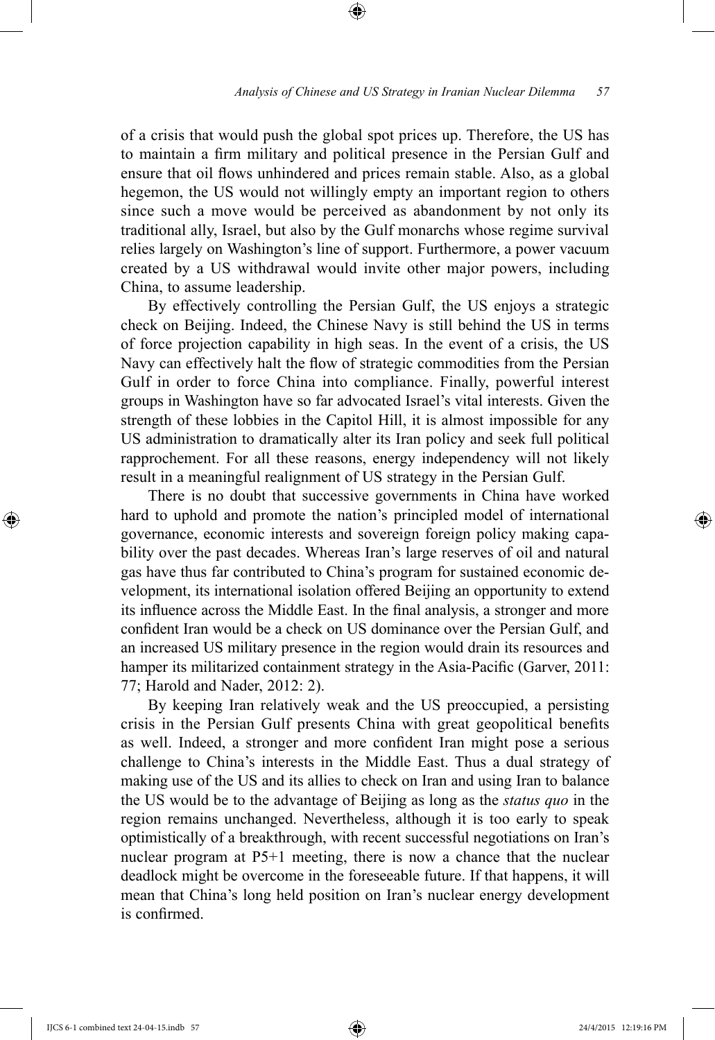of a crisis that would push the global spot prices up. Therefore, the US has to maintain a firm military and political presence in the Persian Gulf and ensure that oil flows unhindered and prices remain stable. Also, as a global hegemon, the US would not willingly empty an important region to others since such a move would be perceived as abandonment by not only its traditional ally, Israel, but also by the Gulf monarchs whose regime survival relies largely on Washington's line of support. Furthermore, a power vacuum created by a US withdrawal would invite other major powers, including China, to assume leadership.

By effectively controlling the Persian Gulf, the US enjoys a strategic check on Beijing. Indeed, the Chinese Navy is still behind the US in terms of force projection capability in high seas. In the event of a crisis, the US Navy can effectively halt the flow of strategic commodities from the Persian Gulf in order to force China into compliance. Finally, powerful interest groups in Washington have so far advocated Israel's vital interests. Given the strength of these lobbies in the Capitol Hill, it is almost impossible for any US administration to dramatically alter its Iran policy and seek full political rapprochement. For all these reasons, energy independency will not likely result in a meaningful realignment of US strategy in the Persian Gulf.

There is no doubt that successive governments in China have worked hard to uphold and promote the nation's principled model of international governance, economic interests and sovereign foreign policy making capability over the past decades. Whereas Iran's large reserves of oil and natural gas have thus far contributed to China's program for sustained economic development, its international isolation offered Beijing an opportunity to extend its influence across the Middle East. In the final analysis, a stronger and more confident Iran would be a check on US dominance over the Persian Gulf, and an increased US military presence in the region would drain its resources and hamper its militarized containment strategy in the Asia-Pacific (Garver, 2011: 77; Harold and Nader, 2012: 2).

By keeping Iran relatively weak and the US preoccupied, a persisting crisis in the Persian Gulf presents China with great geopolitical benefits as well. Indeed, a stronger and more confident Iran might pose a serious challenge to China's interests in the Middle East. Thus a dual strategy of making use of the US and its allies to check on Iran and using Iran to balance the US would be to the advantage of Beijing as long as the *status quo* in the region remains unchanged. Nevertheless, although it is too early to speak optimistically of a breakthrough, with recent successful negotiations on Iran's nuclear program at P5+1 meeting, there is now a chance that the nuclear deadlock might be overcome in the foreseeable future. If that happens, it will mean that China's long held position on Iran's nuclear energy development is confirmed.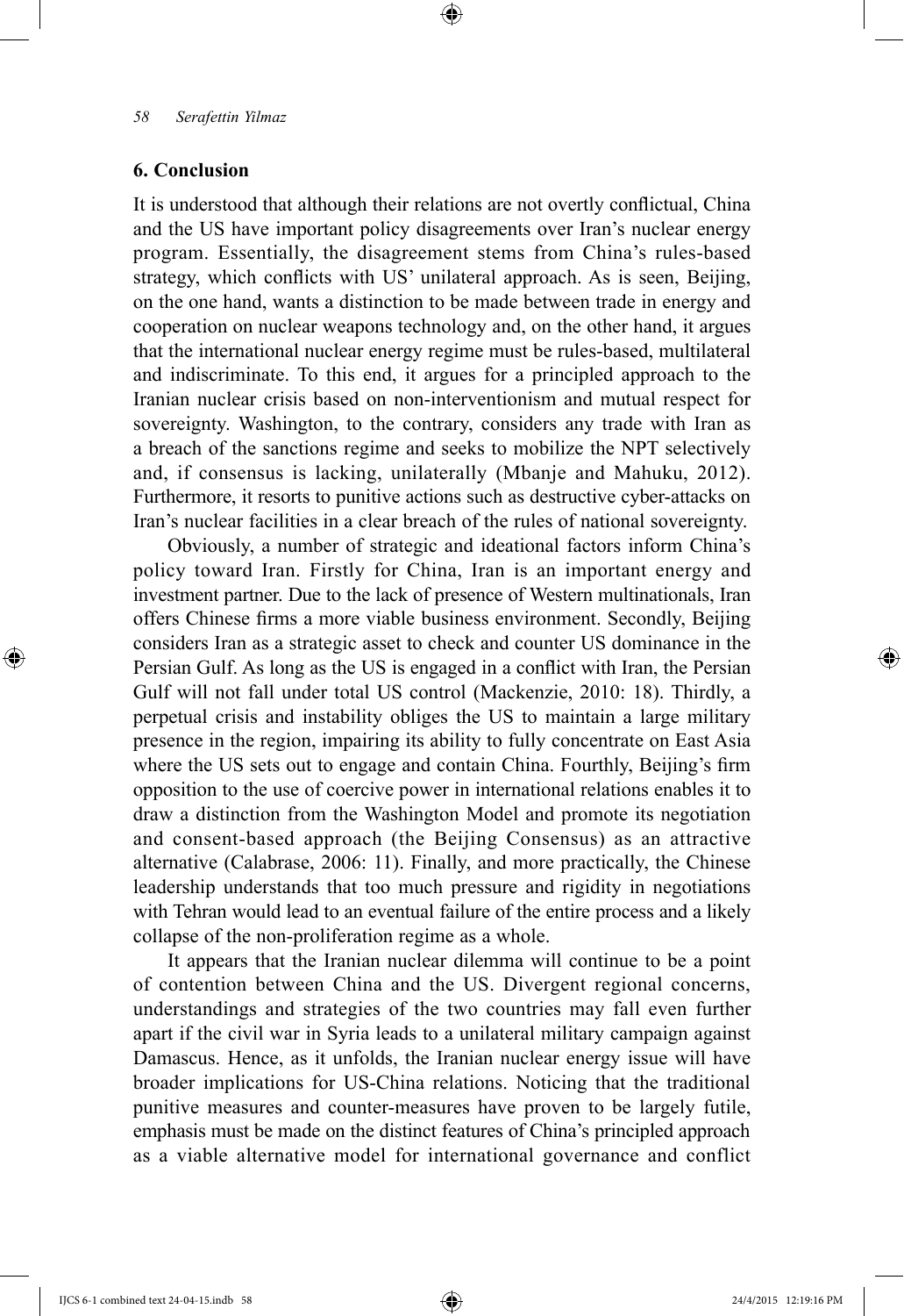## 6. Conclusion

It is understood that although their relations are not overtly conflictual, China and the US have important policy disagreements over Iran's nuclear energy program. Essentially, the disagreement stems from China's rules-based strategy, which conflicts with US' unilateral approach. As is seen, Beijing, on the one hand, wants a distinction to be made between trade in energy and cooperation on nuclear weapons technology and, on the other hand, it argues that the international nuclear energy regime must be rules-based, multilateral and indiscriminate. To this end, it argues for a principled approach to the Iranian nuclear crisis based on non-interventionism and mutual respect for sovereignty. Washington, to the contrary, considers any trade with Iran as a breach of the sanctions regime and seeks to mobilize the NPT selectively and, if consensus is lacking, unilaterally (Mbanje and Mahuku, 2012). Furthermore, it resorts to punitive actions such as destructive cyber-attacks on Iran's nuclear facilities in a clear breach of the rules of national sovereignty.

Obviously, a number of strategic and ideational factors inform China's policy toward Iran. Firstly for China, Iran is an important energy and investment partner. Due to the lack of presence of Western multinationals, Iran offers Chinese firms a more viable business environment. Secondly, Beijing considers Iran as a strategic asset to check and counter US dominance in the Persian Gulf. As long as the US is engaged in a conflict with Iran, the Persian Gulf will not fall under total US control (Mackenzie, 2010: 18). Thirdly, a perpetual crisis and instability obliges the US to maintain a large military presence in the region, impairing its ability to fully concentrate on East Asia where the US sets out to engage and contain China. Fourthly, Beijing's firm opposition to the use of coercive power in international relations enables it to draw a distinction from the Washington Model and promote its negotiation and consent-based approach (the Beijing Consensus) as an attractive alternative (Calabrase, 2006: 11). Finally, and more practically, the Chinese leadership understands that too much pressure and rigidity in negotiations with Tehran would lead to an eventual failure of the entire process and a likely collapse of the non-proliferation regime as a whole.

It appears that the Iranian nuclear dilemma will continue to be a point of contention between China and the US. Divergent regional concerns, understandings and strategies of the two countries may fall even further apart if the civil war in Syria leads to a unilateral military campaign against Damascus. Hence, as it unfolds, the Iranian nuclear energy issue will have broader implications for US-China relations. Noticing that the traditional punitive measures and counter-measures have proven to be largely futile, emphasis must be made on the distinct features of China's principled approach as a viable alternative model for international governance and conflict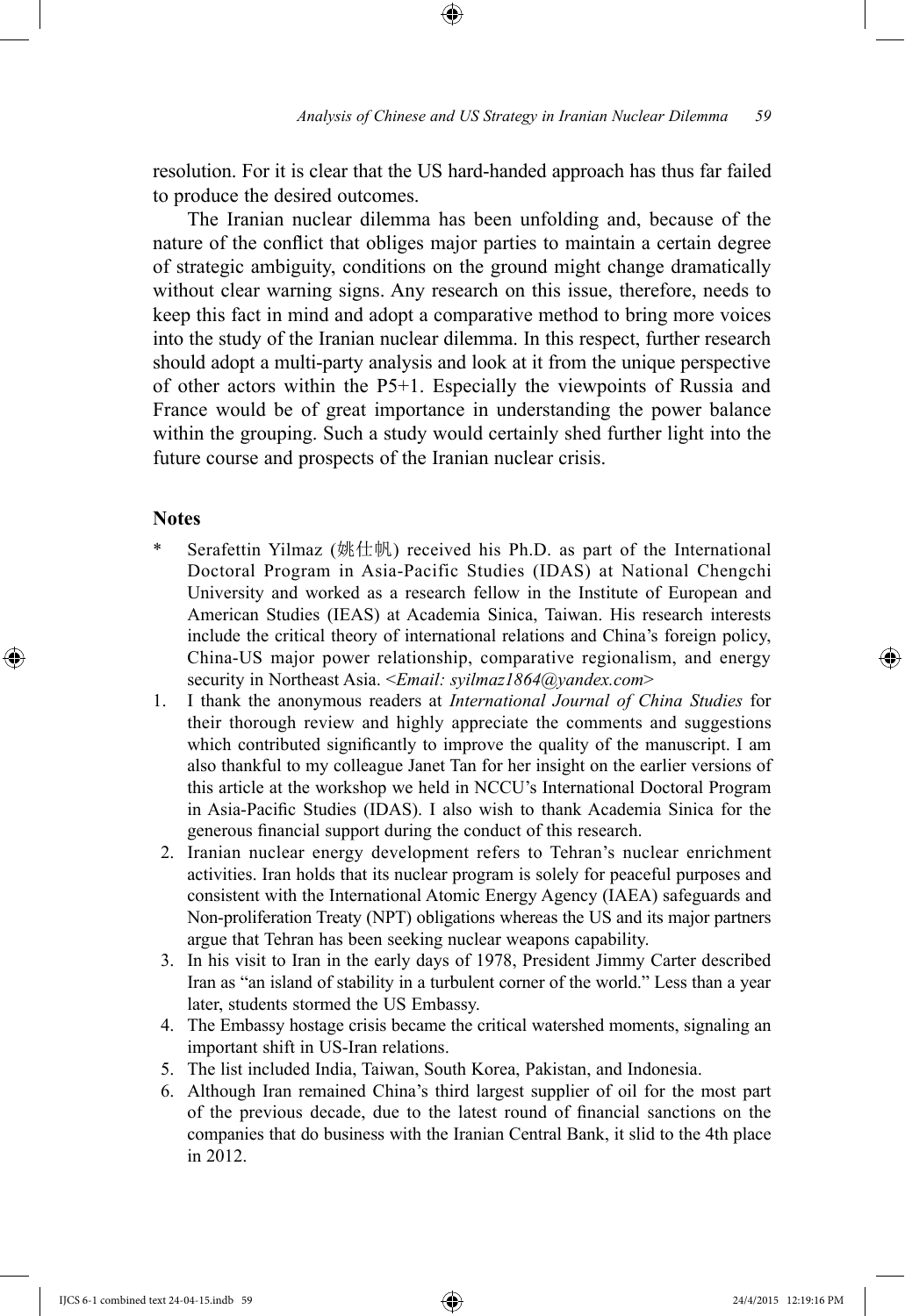resolution. For it is clear that the US hard-handed approach has thus far failed to produce the desired outcomes.

The Iranian nuclear dilemma has been unfolding and, because of the nature of the conflict that obliges major parties to maintain a certain degree of strategic ambiguity, conditions on the ground might change dramatically without clear warning signs. Any research on this issue, therefore, needs to keep this fact in mind and adopt a comparative method to bring more voices into the study of the Iranian nuclear dilemma. In this respect, further research should adopt a multi-party analysis and look at it from the unique perspective of other actors within the P5+1. Especially the viewpoints of Russia and France would be of great importance in understanding the power balance within the grouping. Such a study would certainly shed further light into the future course and prospects of the Iranian nuclear crisis.

## Notes

\* Serafettin Yilmaz (姚仕帆) received his Ph.D. as part of the International Doctoral Program in Asia-Pacific Studies (IDAS) at National Chengchi University and worked as a research fellow in the Institute of European and American Studies (IEAS) at Academia Sinica, Taiwan. His research interests include the critical theory of international relations and China's foreign policy, China-US major power relationship, comparative regionalism, and energy security in Northeast Asia. <*Email: syilmaz1864@yandex.com*>

1. I thank the anonymous readers at *International Journal of China Studies* for their thorough review and highly appreciate the comments and suggestions which contributed significantly to improve the quality of the manuscript. I am also thankful to my colleague Janet Tan for her insight on the earlier versions of this article at the workshop we held in NCCU's International Doctoral Program in Asia-Pacific Studies (IDAS). I also wish to thank Academia Sinica for the generous financial support during the conduct of this research.
2. Iranian nuclear energy development refers to Tehran's nuclear enrichment activities. Iran holds that its nuclear program is solely for peaceful purposes and consistent with the International Atomic Energy Agency (IAEA) safeguards and Non-proliferation Treaty (NPT) obligations whereas the US and its major partners argue that Tehran has been seeking nuclear weapons capability.
3. In his visit to Iran in the early days of 1978, President Jimmy Carter described Iran as "an island of stability in a turbulent corner of the world." Less than a year later, students stormed the US Embassy.
4. The Embassy hostage crisis became the critical watershed moments, signaling an important shift in US-Iran relations.
5. The list included India, Taiwan, South Korea, Pakistan, and Indonesia.
6. Although Iran remained China's third largest supplier of oil for the most part of the previous decade, due to the latest round of financial sanctions on the companies that do business with the Iranian Central Bank, it slid to the 4th place in 2012.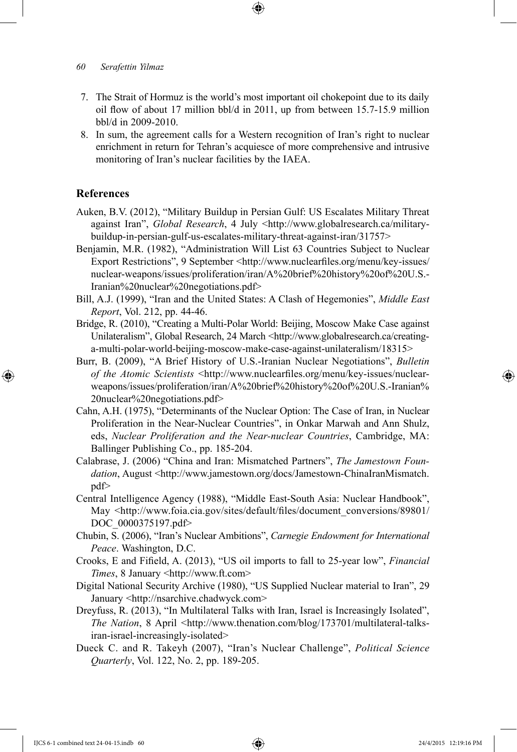7. The Strait of Hormuz is the world's most important oil chokepoint due to its daily oil flow of about 17 million bbl/d in 2011, up from between 15.7-15.9 million bbl/d in 2009-2010.
8. In sum, the agreement calls for a Western recognition of Iran's right to nuclear enrichment in return for Tehran's acquiesce of more comprehensive and intrusive monitoring of Iran's nuclear facilities by the IAEA.

## References

Auken, B.V. (2012), "Military Buildup in Persian Gulf: US Escalates Military Threat against Iran", *Global Research*, 4 July <http://www.globalresearch.ca/military-buildup-in-persian-gulf-us-escalates-military-threat-against-iran/31757>

Benjamin, M.R. (1982), "Administration Will List 63 Countries Subject to Nuclear Export Restrictions", 9 September <http://www.nuclearfiles.org/menu/key-issues/nuclear-weapons/issues/proliferation/iran/A%20brief%20history%20of%20U.S.-Iranian%20nuclear%20negotiations.pdf>

Bill, A.J. (1999), "Iran and the United States: A Clash of Hegemonies", *Middle East Report*, Vol. 212, pp. 44-46.

Bridge, R. (2010), "Creating a Multi-Polar World: Beijing, Moscow Make Case against Unilateralism", Global Research, 24 March <http://www.globalresearch.ca/creating-a-multi-polar-world-beijing-moscow-make-case-against-unilateralism/18315>

Burr, B. (2009), "A Brief History of U.S.-Iranian Nuclear Negotiations", *Bulletin of the Atomic Scientists* <http://www.nuclearfiles.org/menu/key-issues/nuclear-weapons/issues/proliferation/iran/A%20brief%20history%20of%20U.S.-Iranian%20nuclear%20negotiations.pdf>

Cahn, A.H. (1975), "Determinants of the Nuclear Option: The Case of Iran, in Nuclear Proliferation in the Near-Nuclear Countries", in Onkar Marwah and Ann Shulz, eds, *Nuclear Proliferation and the Near-nuclear Countries*, Cambridge, MA: Ballinger Publishing Co., pp. 185-204.

Calabrase, J. (2006) "China and Iran: Mismatched Partners", *The Jamestown Foundation*, August <http://www.jamestown.org/docs/Jamestown-ChinaIranMismatch.pdf>

Central Intelligence Agency (1988), "Middle East-South Asia: Nuclear Handbook", May <http://www.foia.cia.gov/sites/default/files/document_conversions/89801/DOC_0000375197.pdf>

Chubin, S. (2006), "Iran's Nuclear Ambitions", *Carnegie Endowment for International Peace*. Washington, D.C.

Crooks, E and Fifield, A. (2013), "US oil imports to fall to 25-year low", *Financial Times*, 8 January <http://www.ft.com>

Digital National Security Archive (1980), "US Supplied Nuclear material to Iran", 29 January <http://nsarchive.chadwyck.com>

Dreyfuss, R. (2013), "In Multilateral Talks with Iran, Israel is Increasingly Isolated", *The Nation*, 8 April <http://www.thenation.com/blog/173701/multilateral-talks-iran-israel-increasingly-isolated>

Dueck C. and R. Takeyh (2007), "Iran's Nuclear Challenge", *Political Science Quarterly*, Vol. 122, No. 2, pp. 189-205.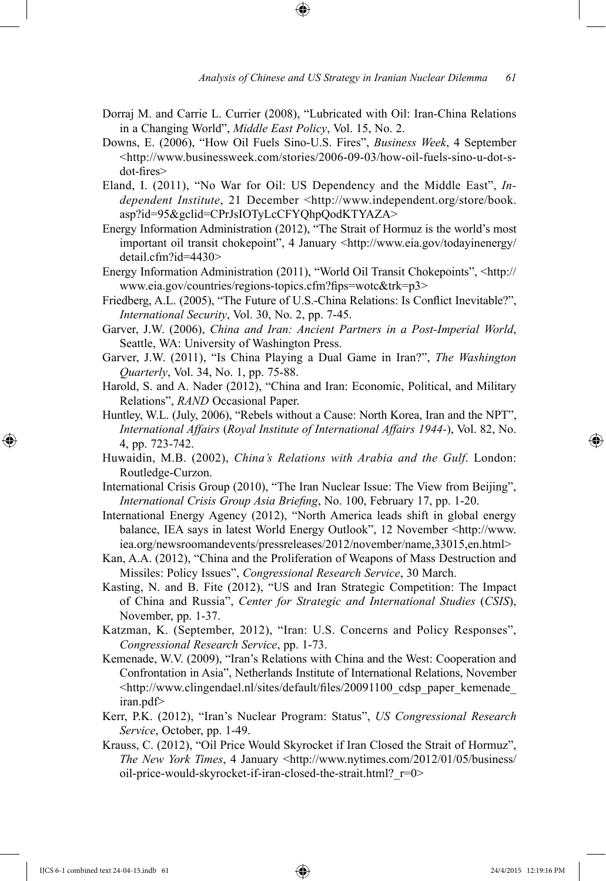Dorraj M. and Carrie L. Currier (2008), "Lubricated with Oil: Iran-China Relations in a Changing World", *Middle East Policy*, Vol. 15, No. 2.

Downs, E. (2006), "How Oil Fuels Sino-U.S. Fires", *Business Week*, 4 September <http://www.businessweek.com/stories/2006-09-03/how-oil-fuels-sino-u-dot-s-dot-fires>

Eland, I. (2011), "No War for Oil: US Dependency and the Middle East", *Independent Institute*, 21 December <http://www.independent.org/store/book.asp?id=95&gclid=CPrJsIOTyLcCFYQhpQodKTYAZA>

Energy Information Administration (2012), "The Strait of Hormuz is the world's most important oil transit chokepoint", 4 January <http://www.eia.gov/todayinenergy/detail.cfm?id=4430>

Energy Information Administration (2011), "World Oil Transit Chokepoints", <http://www.eia.gov/countries/regions-topics.cfm?fips=wotc&trk=p3>

Friedberg, A.L. (2005), "The Future of U.S.-China Relations: Is Conflict Inevitable?", *International Security*, Vol. 30, No. 2, pp. 7-45.

Garver, J.W. (2006), *China and Iran: Ancient Partners in a Post-Imperial World*, Seattle, WA: University of Washington Press.

Garver, J.W. (2011), "Is China Playing a Dual Game in Iran?", *The Washington Quarterly*, Vol. 34, No. 1, pp. 75-88.

Harold, S. and A. Nader (2012), "China and Iran: Economic, Political, and Military Relations", *RAND* Occasional Paper.

Huntley, W.L. (July, 2006), "Rebels without a Cause: North Korea, Iran and the NPT", *International Affairs* (*Royal Institute of International Affairs 1944-*), Vol. 82, No. 4, pp. 723-742.

Huwaidin, M.B. (2002), *China's Relations with Arabia and the Gulf*. London: Routledge-Curzon.

International Crisis Group (2010), "The Iran Nuclear Issue: The View from Beijing", *International Crisis Group Asia Briefing*, No. 100, February 17, pp. 1-20.

International Energy Agency (2012), "North America leads shift in global energy balance, IEA says in latest World Energy Outlook", 12 November <http://www.iea.org/newsroomandevents/pressreleases/2012/november/name,33015,en.html>

Kan, A.A. (2012), "China and the Proliferation of Weapons of Mass Destruction and Missiles: Policy Issues", *Congressional Research Service*, 30 March.

Kasting, N. and B. Fite (2012), "US and Iran Strategic Competition: The Impact of China and Russia", *Center for Strategic and International Studies* (*CSIS*), November, pp. 1-37.

Katzman, K. (September, 2012), "Iran: U.S. Concerns and Policy Responses", *Congressional Research Service*, pp. 1-73.

Kemenade, W.V. (2009), "Iran's Relations with China and the West: Cooperation and Confrontation in Asia", Netherlands Institute of International Relations, November <http://www.clingendael.nl/sites/default/files/20091100_cdsp_paper_kemenade_iran.pdf>

Kerr, P.K. (2012), "Iran's Nuclear Program: Status", *US Congressional Research Service*, October, pp. 1-49.

Krauss, C. (2012), "Oil Price Would Skyrocket if Iran Closed the Strait of Hormuz", *The New York Times*, 4 January <http://www.nytimes.com/2012/01/05/business/oil-price-would-skyrocket-if-iran-closed-the-strait.html?_r=0>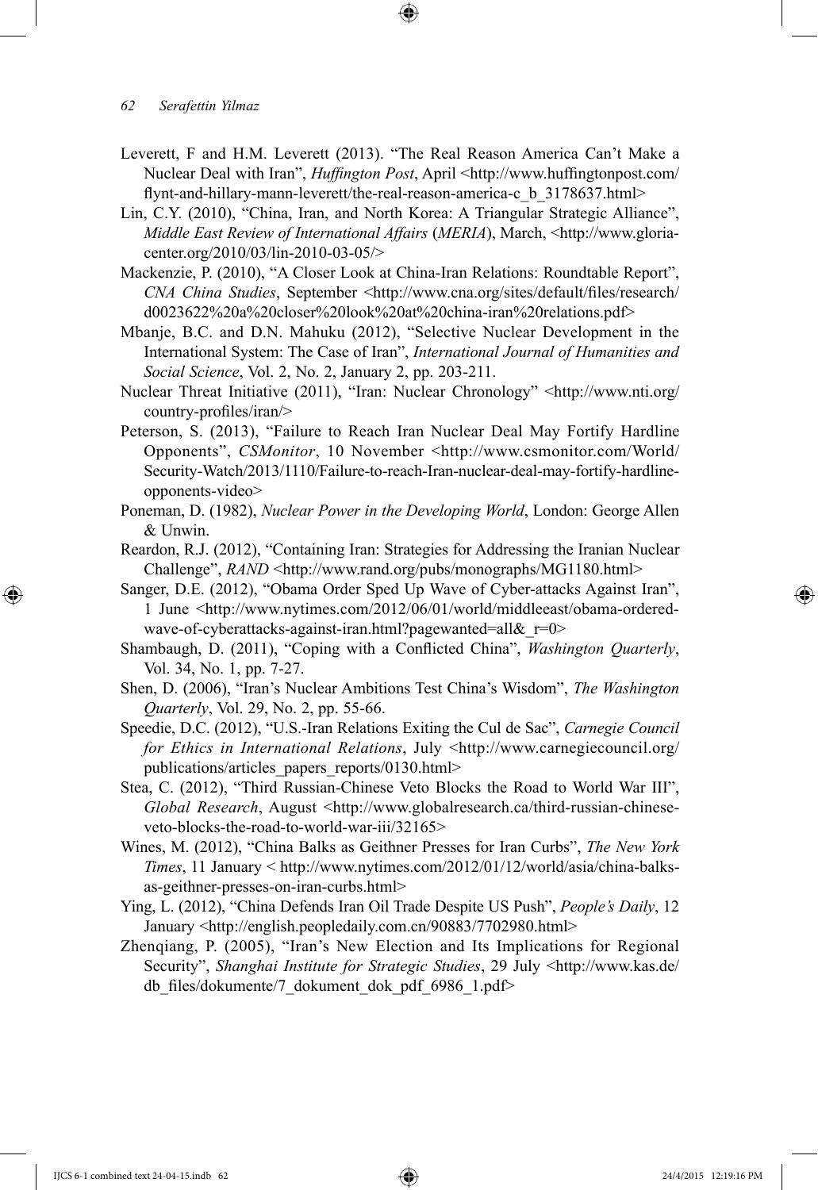Leverett, F and H.M. Leverett (2013). "The Real Reason America Can't Make a Nuclear Deal with Iran", *Huffington Post*, April <http://www.huffingtonpost.com/flynt-and-hillary-mann-leverett/the-real-reason-america-c_b_3178637.html>

Lin, C.Y. (2010), "China, Iran, and North Korea: A Triangular Strategic Alliance", *Middle East Review of International Affairs* (*MERIA*), March, <http://www.gloria-center.org/2010/03/lin-2010-03-05/>

Mackenzie, P. (2010), "A Closer Look at China-Iran Relations: Roundtable Report", *CNA China Studies*, September <http://www.cna.org/sites/default/files/research/d0023622%20a%20closer%20look%20at%20china-iran%20relations.pdf>

Mbanje, B.C. and D.N. Mahuku (2012), "Selective Nuclear Development in the International System: The Case of Iran", *International Journal of Humanities and Social Science*, Vol. 2, No. 2, January 2, pp. 203-211.

Nuclear Threat Initiative (2011), "Iran: Nuclear Chronology" <http://www.nti.org/country-profiles/iran/>

Peterson, S. (2013), "Failure to Reach Iran Nuclear Deal May Fortify Hardline Opponents", *CSMonitor*, 10 November <http://www.csmonitor.com/World/Security-Watch/2013/1110/Failure-to-reach-Iran-nuclear-deal-may-fortify-hardline-opponents-video>

Poneman, D. (1982), *Nuclear Power in the Developing World*, London: George Allen & Unwin.

Reardon, R.J. (2012), "Containing Iran: Strategies for Addressing the Iranian Nuclear Challenge", *RAND* <http://www.rand.org/pubs/monographs/MG1180.html>

Sanger, D.E. (2012), "Obama Order Sped Up Wave of Cyber-attacks Against Iran", 1 June <http://www.nytimes.com/2012/06/01/world/middleeast/obama-ordered-wave-of-cyberattacks-against-iran.html?pagewanted=all&_r=0>

Shambaugh, D. (2011), "Coping with a Conflicted China", *Washington Quarterly*, Vol. 34, No. 1, pp. 7-27.

Shen, D. (2006), "Iran's Nuclear Ambitions Test China's Wisdom", *The Washington Quarterly*, Vol. 29, No. 2, pp. 55-66.

Speedie, D.C. (2012), "U.S.-Iran Relations Exiting the Cul de Sac", *Carnegie Council for Ethics in International Relations*, July <http://www.carnegiecouncil.org/publications/articles_papers_reports/0130.html>

Stea, C. (2012), "Third Russian-Chinese Veto Blocks the Road to World War III", *Global Research*, August <http://www.globalresearch.ca/third-russian-chinese-veto-blocks-the-road-to-world-war-iii/32165>

Wines, M. (2012), "China Balks as Geithner Presses for Iran Curbs", *The New York Times*, 11 January < http://www.nytimes.com/2012/01/12/world/asia/china-balks-as-geithner-presses-on-iran-curbs.html>

Ying, L. (2012), "China Defends Iran Oil Trade Despite US Push", *People's Daily*, 12 January <http://english.peopledaily.com.cn/90883/7702980.html>

Zhenqiang, P. (2005), "Iran's New Election and Its Implications for Regional Security", *Shanghai Institute for Strategic Studies*, 29 July <http://www.kas.de/db_files/dokumente/7_dokument_dok_pdf_6986_1.pdf>